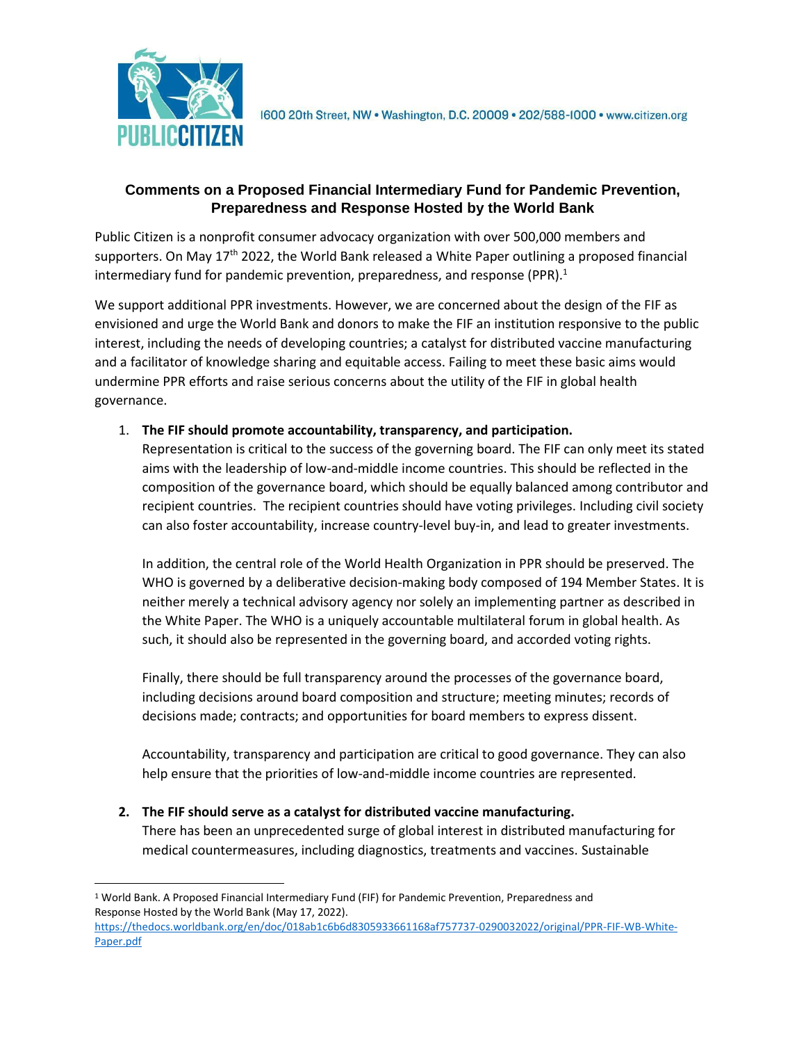1600 20th Street, NW • Washington, D.C. 20009 • 202/588-1000 • www.citizen.org

## Comments on a Proposed Financial Intermediary Fund for Pandemic Prevention, Preparedness and Response Hosted by the World Bank

Public Citizen is a nonprofit consumer advocacy organization with over 500,000 members and supporters. On May 17th 2022, the World Bank released a White Paper outlining a proposed financial intermediary fund for pandemic prevention, preparedness, and response (PPR).[1]

We support additional PPR investments. However, we are concerned about the design of the FIF as envisioned and urge the World Bank and donors to make the FIF an institution responsive to the public interest, including the needs of developing countries; a catalyst for distributed vaccine manufacturing and a facilitator of knowledge sharing and equitable access. Failing to meet these basic aims would undermine PPR efforts and raise serious concerns about the utility of the FIF in global health governance.

1. **The FIF should promote accountability, transparency, and participation.**
   Representation is critical to the success of the governing board. The FIF can only meet its stated aims with the leadership of low-and-middle income countries. This should be reflected in the composition of the governance board, which should be equally balanced among contributor and recipient countries. The recipient countries should have voting privileges. Including civil society can also foster accountability, increase country-level buy-in, and lead to greater investments.

   In addition, the central role of the World Health Organization in PPR should be preserved. The WHO is governed by a deliberative decision-making body composed of 194 Member States. It is neither merely a technical advisory agency nor solely an implementing partner as described in the White Paper. The WHO is a uniquely accountable multilateral forum in global health. As such, it should also be represented in the governing board, and accorded voting rights.

   Finally, there should be full transparency around the processes of the governance board, including decisions around board composition and structure; meeting minutes; records of decisions made; contracts; and opportunities for board members to express dissent.

   Accountability, transparency and participation are critical to good governance. They can also help ensure that the priorities of low-and-middle income countries are represented.

2. **The FIF should serve as a catalyst for distributed vaccine manufacturing.**
   There has been an unprecedented surge of global interest in distributed manufacturing for medical countermeasures, including diagnostics, treatments and vaccines. Sustainable

---

[1] World Bank. A Proposed Financial Intermediary Fund (FIF) for Pandemic Prevention, Preparedness and Response Hosted by the World Bank (May 17, 2022). https://thedocs.worldbank.org/en/doc/018ab1c6b6d8305933661168af757737-0290032022/original/PPR-FIF-WB-White-Paper.pdf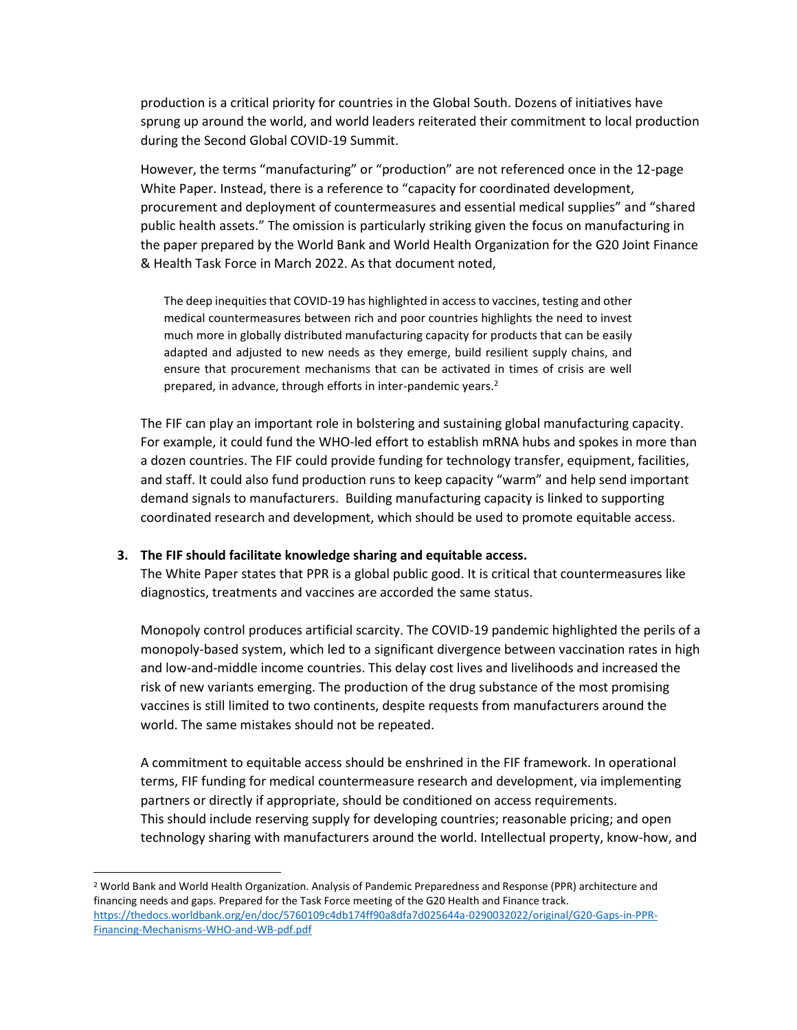production is a critical priority for countries in the Global South. Dozens of initiatives have sprung up around the world, and world leaders reiterated their commitment to local production during the Second Global COVID-19 Summit.

However, the terms "manufacturing" or "production" are not referenced once in the 12-page White Paper. Instead, there is a reference to "capacity for coordinated development, procurement and deployment of countermeasures and essential medical supplies" and "shared public health assets." The omission is particularly striking given the focus on manufacturing in the paper prepared by the World Bank and World Health Organization for the G20 Joint Finance & Health Task Force in March 2022. As that document noted,

> The deep inequities that COVID-19 has highlighted in access to vaccines, testing and other medical countermeasures between rich and poor countries highlights the need to invest much more in globally distributed manufacturing capacity for products that can be easily adapted and adjusted to new needs as they emerge, build resilient supply chains, and ensure that procurement mechanisms that can be activated in times of crisis are well prepared, in advance, through efforts in inter-pandemic years.[2]

The FIF can play an important role in bolstering and sustaining global manufacturing capacity. For example, it could fund the WHO-led effort to establish mRNA hubs and spokes in more than a dozen countries. The FIF could provide funding for technology transfer, equipment, facilities, and staff. It could also fund production runs to keep capacity "warm" and help send important demand signals to manufacturers. Building manufacturing capacity is linked to supporting coordinated research and development, which should be used to promote equitable access.

3. **The FIF should facilitate knowledge sharing and equitable access.**
   The White Paper states that PPR is a global public good. It is critical that countermeasures like diagnostics, treatments and vaccines are accorded the same status.

   Monopoly control produces artificial scarcity. The COVID-19 pandemic highlighted the perils of a monopoly-based system, which led to a significant divergence between vaccination rates in high and low-and-middle income countries. This delay cost lives and livelihoods and increased the risk of new variants emerging. The production of the drug substance of the most promising vaccines is still limited to two continents, despite requests from manufacturers around the world. The same mistakes should not be repeated.

   A commitment to equitable access should be enshrined in the FIF framework. In operational terms, FIF funding for medical countermeasure research and development, via implementing partners or directly if appropriate, should be conditioned on access requirements. This should include reserving supply for developing countries; reasonable pricing; and open technology sharing with manufacturers around the world. Intellectual property, know-how, and

---

[2] World Bank and World Health Organization. Analysis of Pandemic Preparedness and Response (PPR) architecture and financing needs and gaps. Prepared for the Task Force meeting of the G20 Health and Finance track. https://thedocs.worldbank.org/en/doc/5760109c4db174ff90a8dfa7d025644a-0290032022/original/G20-Gaps-in-PPR-Financing-Mechanisms-WHO-and-WB-pdf.pdf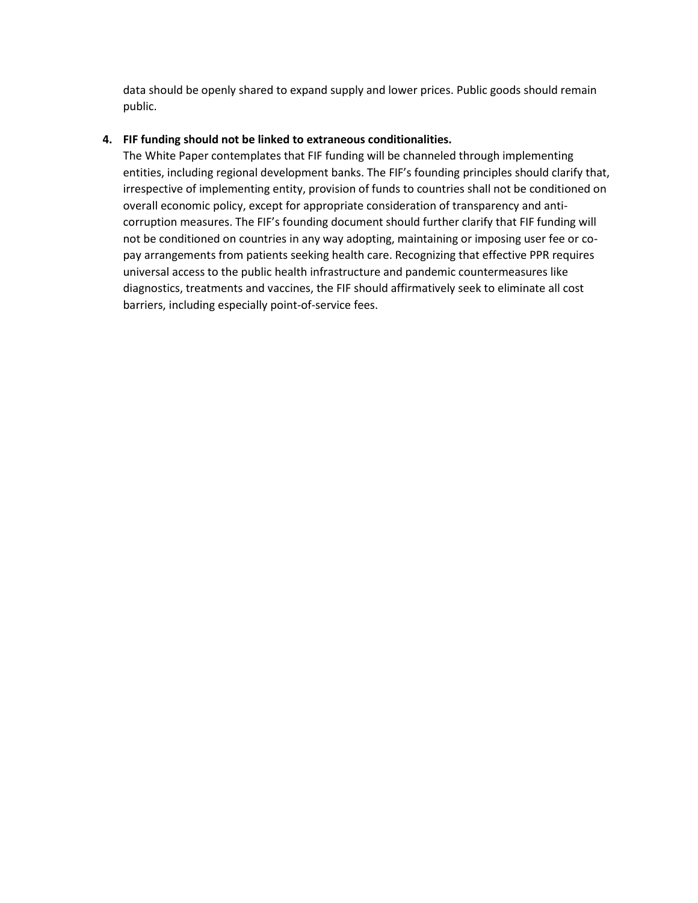data should be openly shared to expand supply and lower prices. Public goods should remain public.

4. **FIF funding should not be linked to extraneous conditionalities.**
   The White Paper contemplates that FIF funding will be channeled through implementing entities, including regional development banks. The FIF's founding principles should clarify that, irrespective of implementing entity, provision of funds to countries shall not be conditioned on overall economic policy, except for appropriate consideration of transparency and anti-corruption measures. The FIF's founding document should further clarify that FIF funding will not be conditioned on countries in any way adopting, maintaining or imposing user fee or co-pay arrangements from patients seeking health care. Recognizing that effective PPR requires universal access to the public health infrastructure and pandemic countermeasures like diagnostics, treatments and vaccines, the FIF should affirmatively seek to eliminate all cost barriers, including especially point-of-service fees.